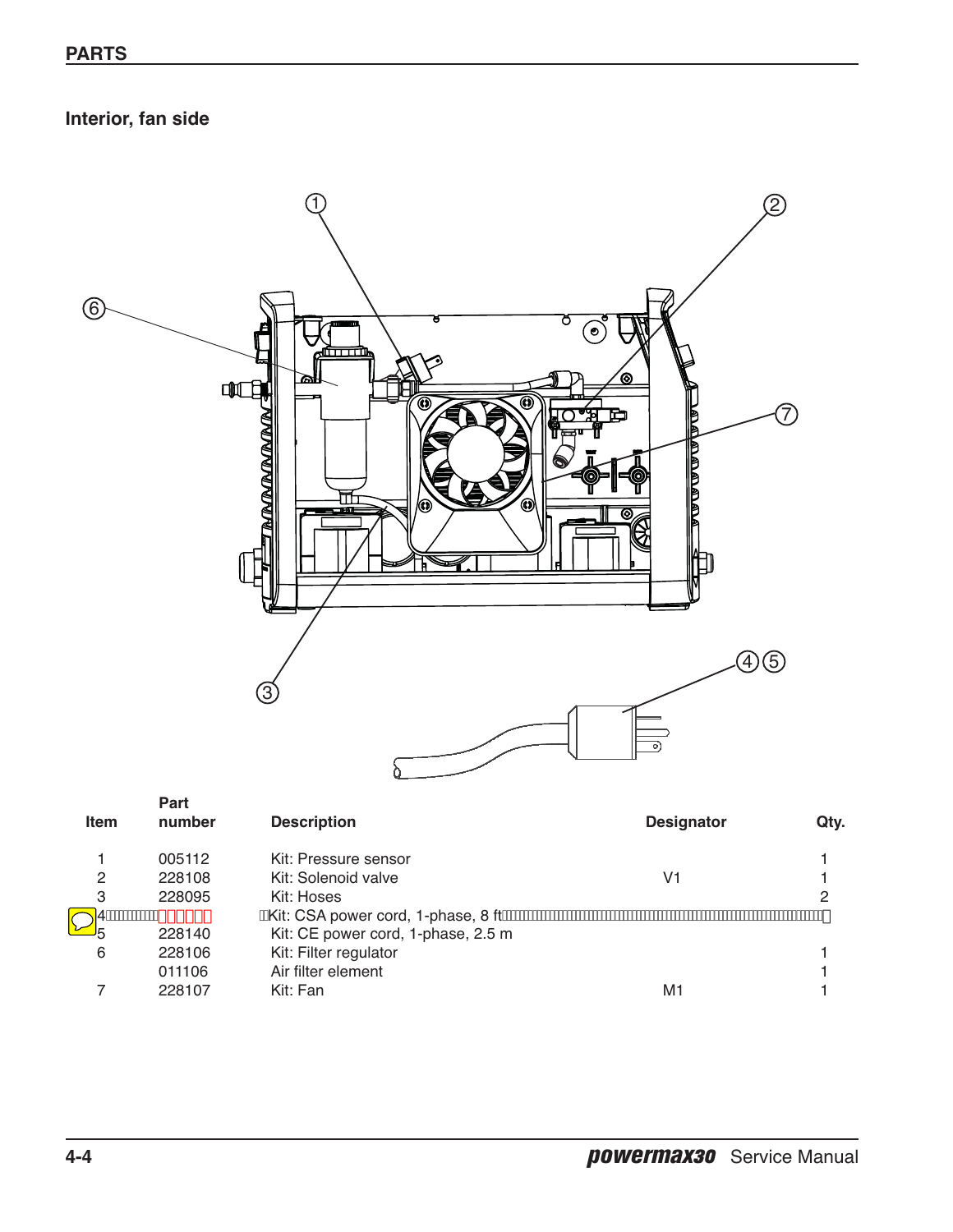## PARTS

### Interior, fan side

| Item | Part number | Description | Designator | Qty. |
|---|---|---|---|---|
| 1 | 005112 | Kit: Pressure sensor | | 1 |
| 2 | 228108 | Kit: Solenoid valve | V1 | 1 |
| 3 | 228095 | Kit: Hoses | | 2 |
| 4 | | Kit: CSA power cord, 1-phase, 8 ft | | |
| 5 | 228140 | Kit: CE power cord, 1-phase, 2.5 m | | |
| 6 | 228106 | Kit: Filter regulator | | 1 |
| | 011106 | Air filter element | | 1 |
| 7 | 228107 | Kit: Fan | M1 | 1 |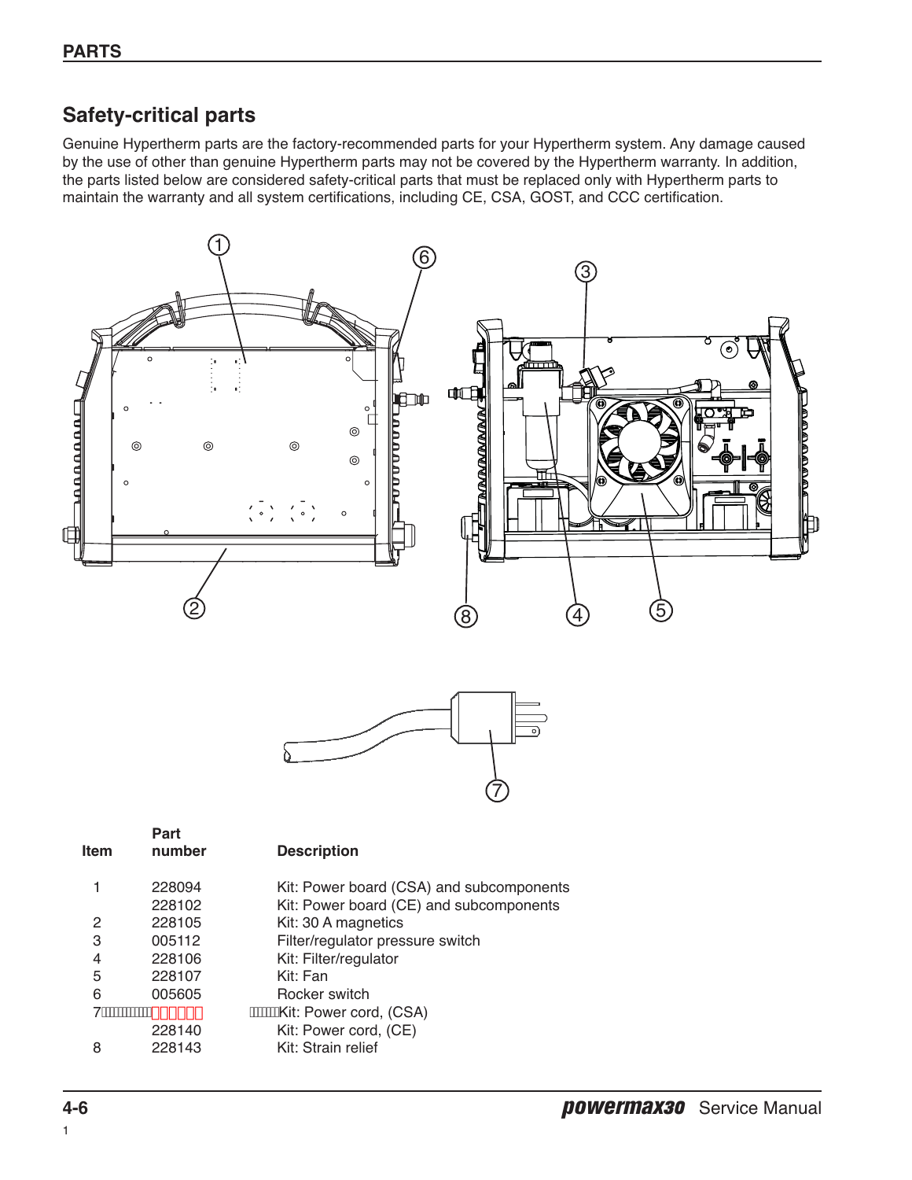## Safety-critical parts

Genuine Hypertherm parts are the factory-recommended parts for your Hypertherm system. Any damage caused by the use of other than genuine Hypertherm parts may not be covered by the Hypertherm warranty. In addition, the parts listed below are considered safety-critical parts that must be replaced only with Hypertherm parts to maintain the warranty and all system certifications, including CE, CSA, GOST, and CCC certification.

1
6
3
2
8
4
5
7

| Item | Part number | Description |
|---|---|---|
| 1 | 228094 | Kit: Power board (CSA) and subcomponents |
| | 228102 | Kit: Power board (CE) and subcomponents |
| 2 | 228105 | Kit: 30 A magnetics |
| 3 | 005112 | Filter/regulator pressure switch |
| 4 | 228106 | Kit: Filter/regulator |
| 5 | 228107 | Kit: Fan |
| 6 | 005605 | Rocker switch |
| 7 | | Kit: Power cord, (CSA) |
| | 228140 | Kit: Power cord, (CE) |
| 8 | 228143 | Kit: Strain relief |